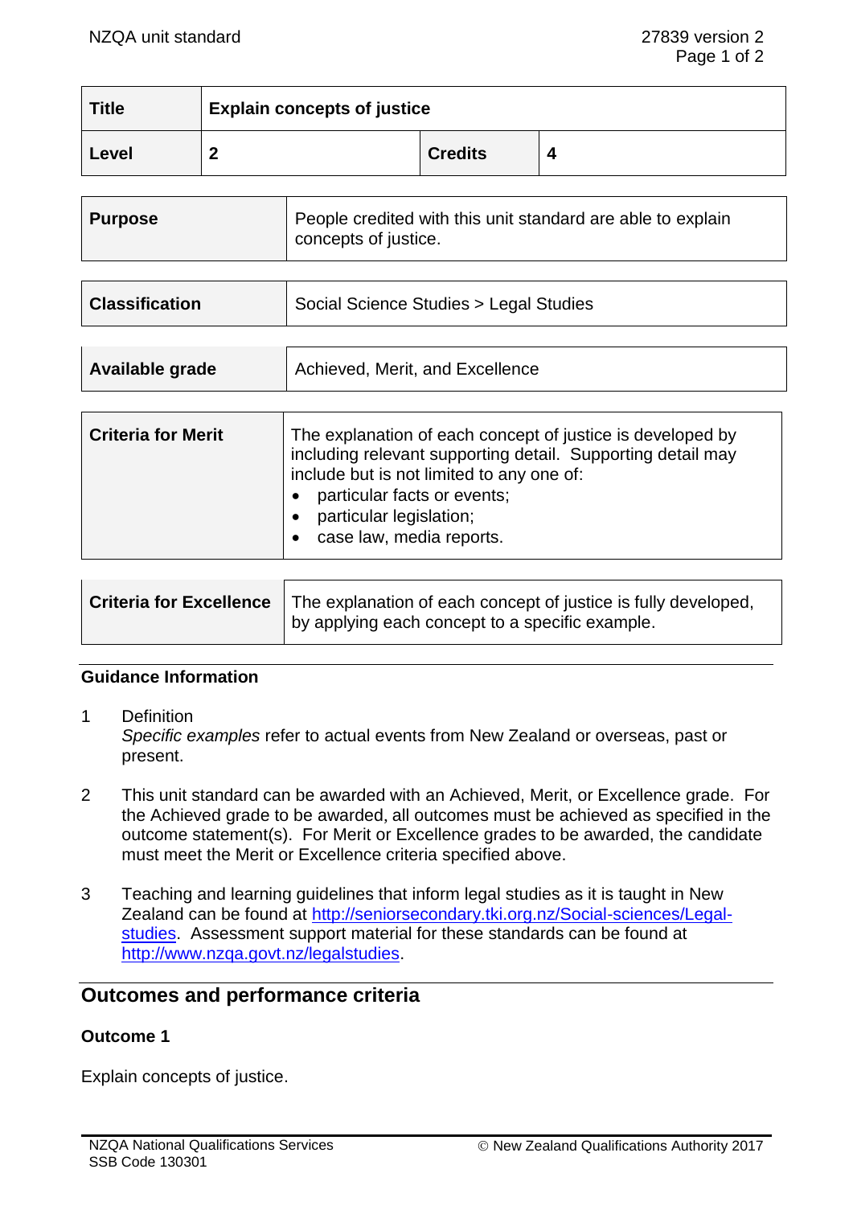| Title | Explain concepts of justice | | |
|---|---|---|---|
| Level | 2 | Credits | 4 |

| Purpose | People credited with this unit standard are able to explain concepts of justice. |
|---|---|

| Classification | Social Science Studies > Legal Studies |
|---|---|

| Available grade | Achieved, Merit, and Excellence |
|---|---|

| Criteria for Merit | The explanation of each concept of justice is developed by including relevant supporting detail. Supporting detail may include but is not limited to any one of: <br>• particular facts or events; <br>• particular legislation; <br>• case law, media reports. |
|---|---|

| Criteria for Excellence | The explanation of each concept of justice is fully developed, by applying each concept to a specific example. |
|---|---|

## Guidance Information

1. Definition
   *Specific examples* refer to actual events from New Zealand or overseas, past or present.

2. This unit standard can be awarded with an Achieved, Merit, or Excellence grade. For the Achieved grade to be awarded, all outcomes must be achieved as specified in the outcome statement(s). For Merit or Excellence grades to be awarded, the candidate must meet the Merit or Excellence criteria specified above.

3. Teaching and learning guidelines that inform legal studies as it is taught in New Zealand can be found at http://seniorsecondary.tki.org.nz/Social-sciences/Legal-studies. Assessment support material for these standards can be found at http://www.nzqa.govt.nz/legalstudies.

## Outcomes and performance criteria

### Outcome 1

Explain concepts of justice.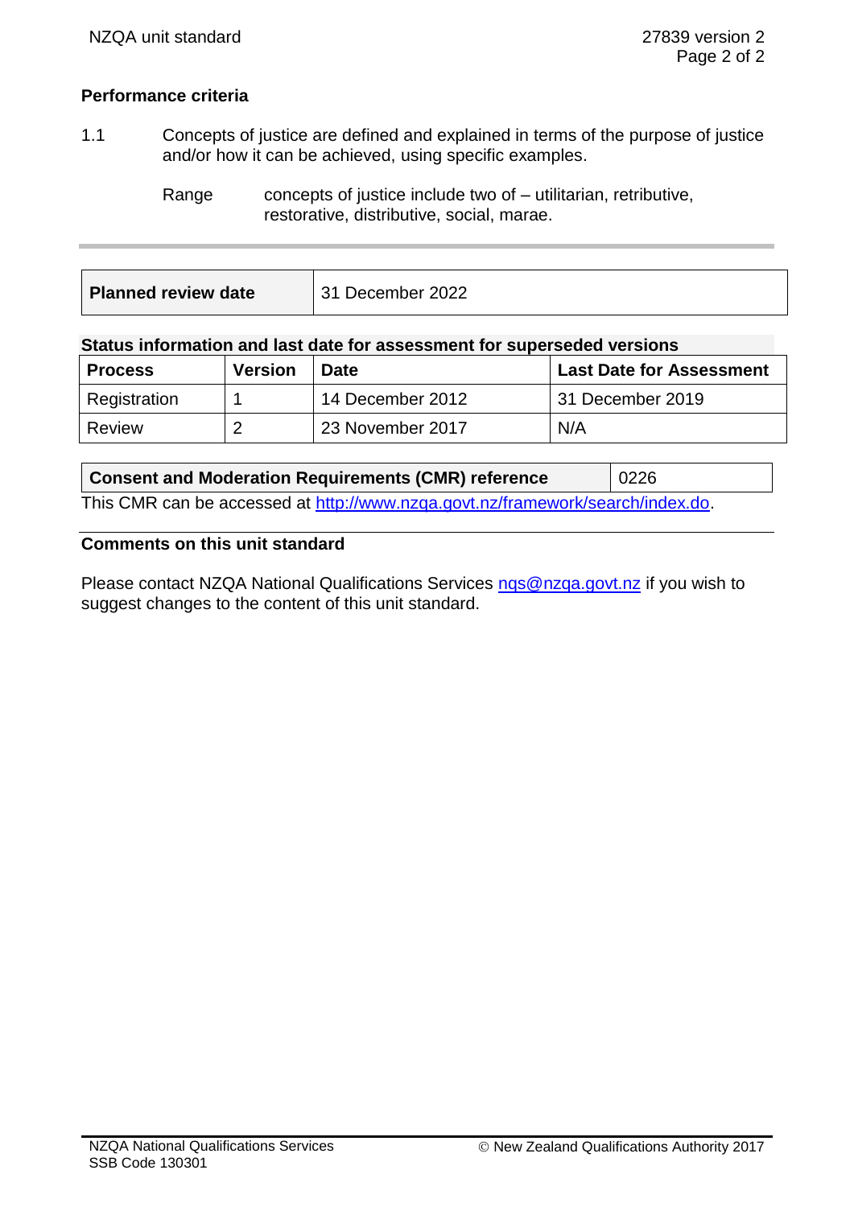### Performance criteria

1.1 Concepts of justice are defined and explained in terms of the purpose of justice and/or how it can be achieved, using specific examples.

Range concepts of justice include two of – utilitarian, retributive, restorative, distributive, social, marae.

| | |
|---|---|
| **Planned review date** | 31 December 2022 |

**Status information and last date for assessment for superseded versions**

| Process | Version | Date | Last Date for Assessment |
|---|---|---|---|
| Registration | 1 | 14 December 2012 | 31 December 2019 |
| Review | 2 | 23 November 2017 | N/A |

| | |
|---|---|
| **Consent and Moderation Requirements (CMR) reference** | 0226 |

This CMR can be accessed at http://www.nzqa.govt.nz/framework/search/index.do.

### Comments on this unit standard

Please contact NZQA National Qualifications Services nqs@nzqa.govt.nz if you wish to suggest changes to the content of this unit standard.